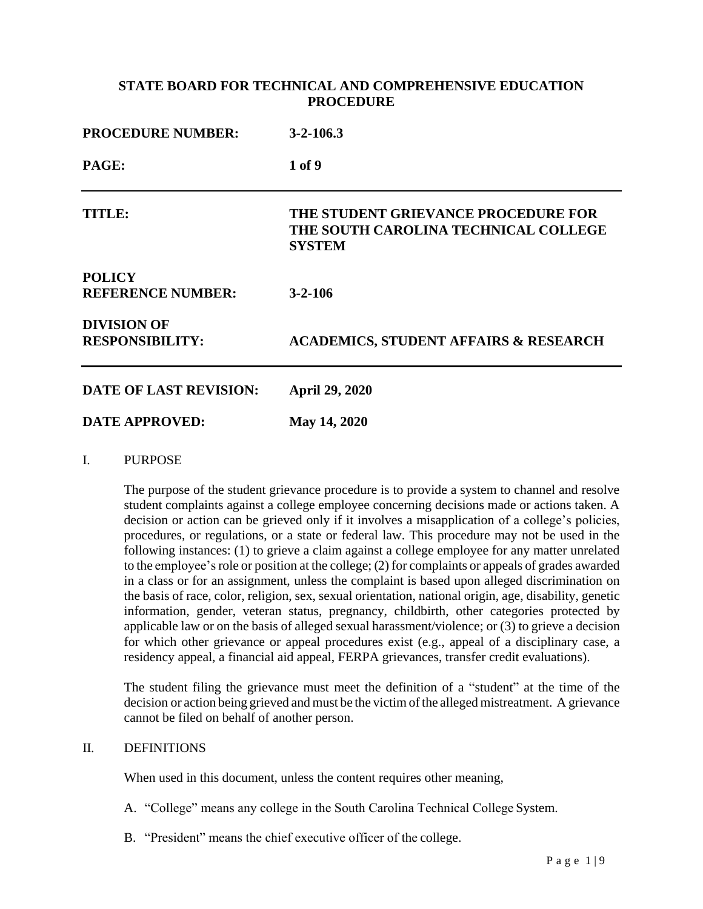**STATE BOARD FOR TECHNICAL AND COMPREHENSIVE EDUCATION PROCEDURE**

| | |
|---|---|
| **PROCEDURE NUMBER:** | **3-2-106.3** |
| **PAGE:** | **1 of 9** |
| **TITLE:** | **THE STUDENT GRIEVANCE PROCEDURE FOR THE SOUTH CAROLINA TECHNICAL COLLEGE SYSTEM** |
| **POLICY REFERENCE NUMBER:** | **3-2-106** |
| **DIVISION OF RESPONSIBILITY:** | **ACADEMICS, STUDENT AFFAIRS & RESEARCH** |
| **DATE OF LAST REVISION:** | **April 29, 2020** |
| **DATE APPROVED:** | **May 14, 2020** |

## I. PURPOSE

The purpose of the student grievance procedure is to provide a system to channel and resolve student complaints against a college employee concerning decisions made or actions taken. A decision or action can be grieved only if it involves a misapplication of a college's policies, procedures, or regulations, or a state or federal law. This procedure may not be used in the following instances: (1) to grieve a claim against a college employee for any matter unrelated to the employee's role or position at the college; (2) for complaints or appeals of grades awarded in a class or for an assignment, unless the complaint is based upon alleged discrimination on the basis of race, color, religion, sex, sexual orientation, national origin, age, disability, genetic information, gender, veteran status, pregnancy, childbirth, other categories protected by applicable law or on the basis of alleged sexual harassment/violence; or (3) to grieve a decision for which other grievance or appeal procedures exist (e.g., appeal of a disciplinary case, a residency appeal, a financial aid appeal, FERPA grievances, transfer credit evaluations).

The student filing the grievance must meet the definition of a "student" at the time of the decision or action being grieved and must be the victim of the alleged mistreatment. A grievance cannot be filed on behalf of another person.

## II. DEFINITIONS

When used in this document, unless the content requires other meaning,

A. "College" means any college in the South Carolina Technical College System.

B. "President" means the chief executive officer of the college.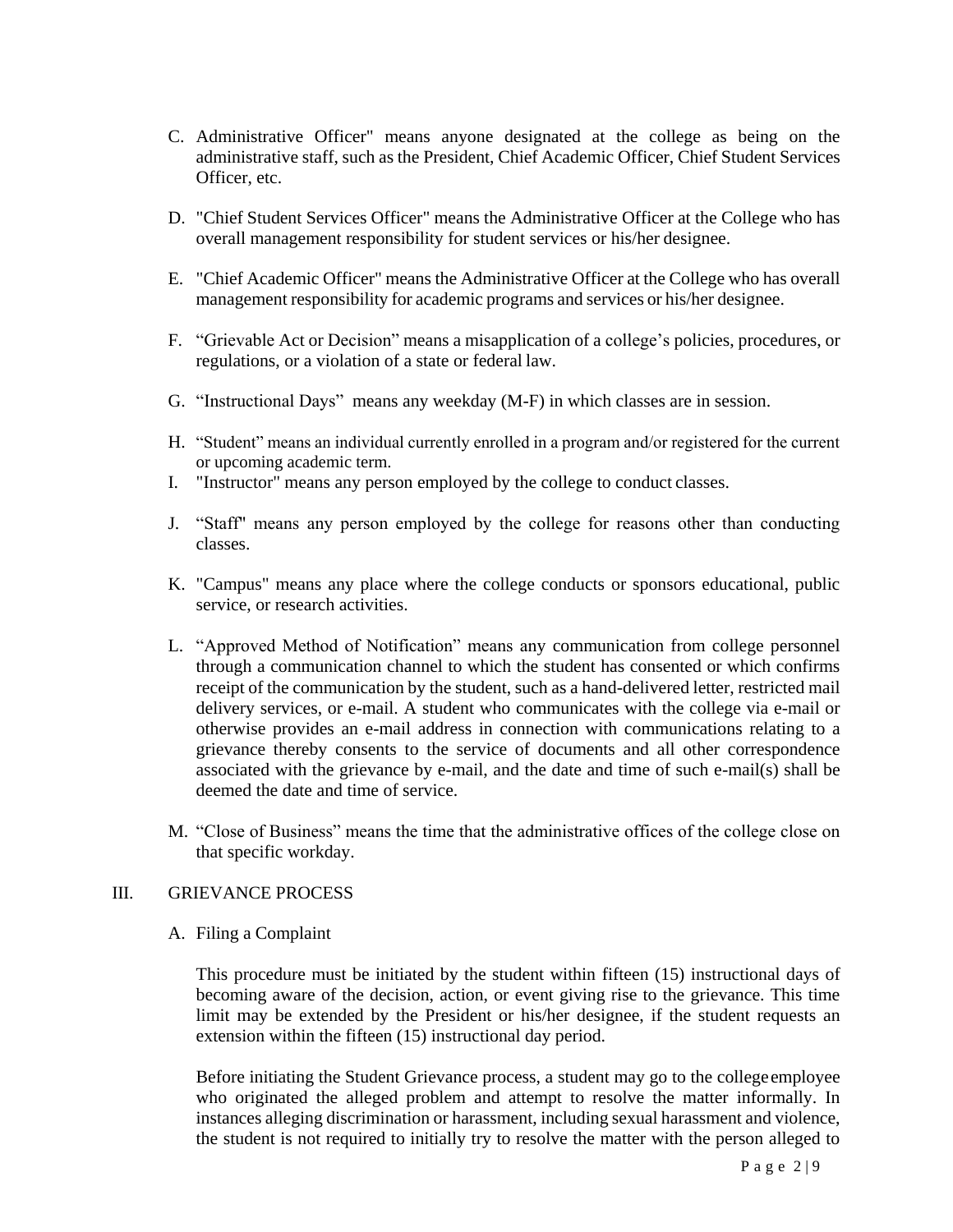C. Administrative Officer" means anyone designated at the college as being on the administrative staff, such as the President, Chief Academic Officer, Chief Student Services Officer, etc.

D. "Chief Student Services Officer" means the Administrative Officer at the College who has overall management responsibility for student services or his/her designee.

E. "Chief Academic Officer" means the Administrative Officer at the College who has overall management responsibility for academic programs and services or his/her designee.

F. "Grievable Act or Decision" means a misapplication of a college's policies, procedures, or regulations, or a violation of a state or federal law.

G. "Instructional Days" means any weekday (M-F) in which classes are in session.

H. "Student" means an individual currently enrolled in a program and/or registered for the current or upcoming academic term.

I. "Instructor" means any person employed by the college to conduct classes.

J. "Staff" means any person employed by the college for reasons other than conducting classes.

K. "Campus" means any place where the college conducts or sponsors educational, public service, or research activities.

L. "Approved Method of Notification" means any communication from college personnel through a communication channel to which the student has consented or which confirms receipt of the communication by the student, such as a hand-delivered letter, restricted mail delivery services, or e-mail. A student who communicates with the college via e-mail or otherwise provides an e-mail address in connection with communications relating to a grievance thereby consents to the service of documents and all other correspondence associated with the grievance by e-mail, and the date and time of such e-mail(s) shall be deemed the date and time of service.

M. "Close of Business" means the time that the administrative offices of the college close on that specific workday.

## III. GRIEVANCE PROCESS

### A. Filing a Complaint

This procedure must be initiated by the student within fifteen (15) instructional days of becoming aware of the decision, action, or event giving rise to the grievance. This time limit may be extended by the President or his/her designee, if the student requests an extension within the fifteen (15) instructional day period.

Before initiating the Student Grievance process, a student may go to the college employee who originated the alleged problem and attempt to resolve the matter informally. In instances alleging discrimination or harassment, including sexual harassment and violence, the student is not required to initially try to resolve the matter with the person alleged to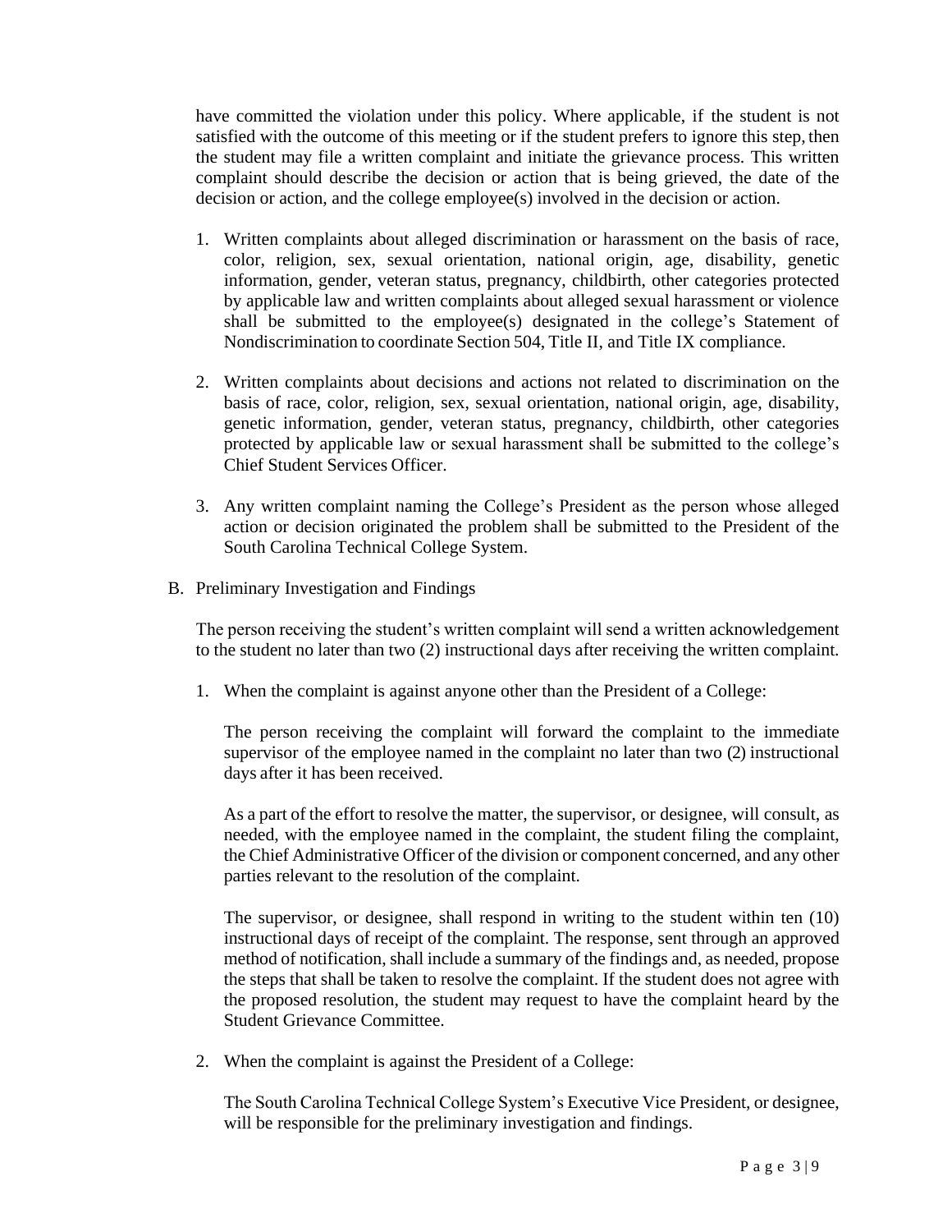have committed the violation under this policy. Where applicable, if the student is not satisfied with the outcome of this meeting or if the student prefers to ignore this step, then the student may file a written complaint and initiate the grievance process. This written complaint should describe the decision or action that is being grieved, the date of the decision or action, and the college employee(s) involved in the decision or action.

1. Written complaints about alleged discrimination or harassment on the basis of race, color, religion, sex, sexual orientation, national origin, age, disability, genetic information, gender, veteran status, pregnancy, childbirth, other categories protected by applicable law and written complaints about alleged sexual harassment or violence shall be submitted to the employee(s) designated in the college's Statement of Nondiscrimination to coordinate Section 504, Title II, and Title IX compliance.

2. Written complaints about decisions and actions not related to discrimination on the basis of race, color, religion, sex, sexual orientation, national origin, age, disability, genetic information, gender, veteran status, pregnancy, childbirth, other categories protected by applicable law or sexual harassment shall be submitted to the college's Chief Student Services Officer.

3. Any written complaint naming the College's President as the person whose alleged action or decision originated the problem shall be submitted to the President of the South Carolina Technical College System.

B. Preliminary Investigation and Findings

The person receiving the student's written complaint will send a written acknowledgement to the student no later than two (2) instructional days after receiving the written complaint.

1. When the complaint is against anyone other than the President of a College:

   The person receiving the complaint will forward the complaint to the immediate supervisor of the employee named in the complaint no later than two (2) instructional days after it has been received.

   As a part of the effort to resolve the matter, the supervisor, or designee, will consult, as needed, with the employee named in the complaint, the student filing the complaint, the Chief Administrative Officer of the division or component concerned, and any other parties relevant to the resolution of the complaint.

   The supervisor, or designee, shall respond in writing to the student within ten (10) instructional days of receipt of the complaint. The response, sent through an approved method of notification, shall include a summary of the findings and, as needed, propose the steps that shall be taken to resolve the complaint. If the student does not agree with the proposed resolution, the student may request to have the complaint heard by the Student Grievance Committee.

2. When the complaint is against the President of a College:

   The South Carolina Technical College System's Executive Vice President, or designee, will be responsible for the preliminary investigation and findings.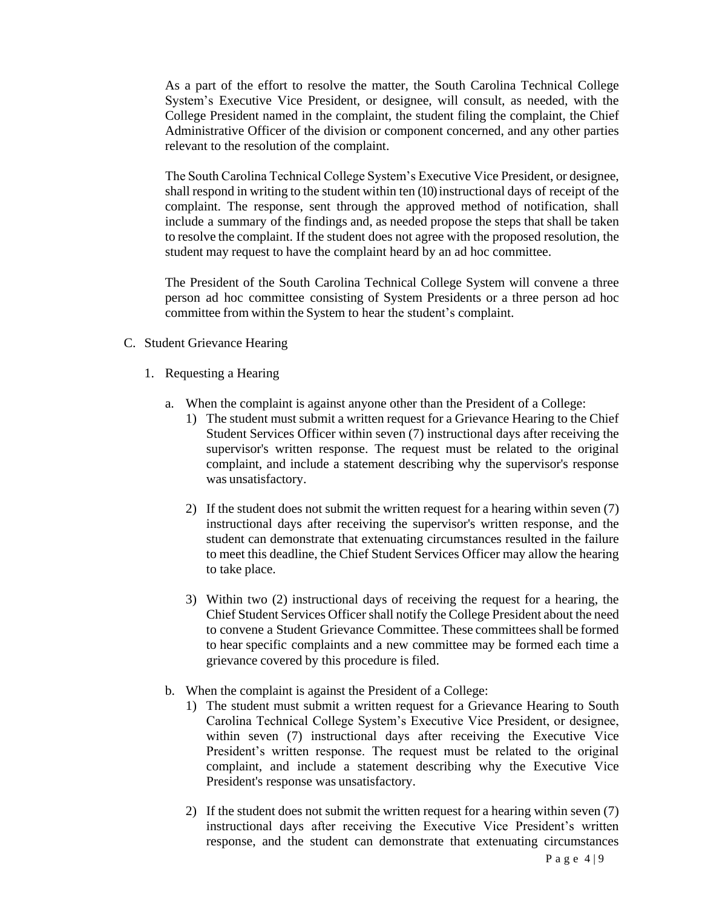As a part of the effort to resolve the matter, the South Carolina Technical College System's Executive Vice President, or designee, will consult, as needed, with the College President named in the complaint, the student filing the complaint, the Chief Administrative Officer of the division or component concerned, and any other parties relevant to the resolution of the complaint.

The South Carolina Technical College System's Executive Vice President, or designee, shall respond in writing to the student within ten (10) instructional days of receipt of the complaint. The response, sent through the approved method of notification, shall include a summary of the findings and, as needed propose the steps that shall be taken to resolve the complaint. If the student does not agree with the proposed resolution, the student may request to have the complaint heard by an ad hoc committee.

The President of the South Carolina Technical College System will convene a three person ad hoc committee consisting of System Presidents or a three person ad hoc committee from within the System to hear the student's complaint.

C. Student Grievance Hearing

1. Requesting a Hearing

a. When the complaint is against anyone other than the President of a College:

1) The student must submit a written request for a Grievance Hearing to the Chief Student Services Officer within seven (7) instructional days after receiving the supervisor's written response. The request must be related to the original complaint, and include a statement describing why the supervisor's response was unsatisfactory.

2) If the student does not submit the written request for a hearing within seven (7) instructional days after receiving the supervisor's written response, and the student can demonstrate that extenuating circumstances resulted in the failure to meet this deadline, the Chief Student Services Officer may allow the hearing to take place.

3) Within two (2) instructional days of receiving the request for a hearing, the Chief Student Services Officer shall notify the College President about the need to convene a Student Grievance Committee. These committees shall be formed to hear specific complaints and a new committee may be formed each time a grievance covered by this procedure is filed.

b. When the complaint is against the President of a College:

1) The student must submit a written request for a Grievance Hearing to South Carolina Technical College System's Executive Vice President, or designee, within seven (7) instructional days after receiving the Executive Vice President's written response. The request must be related to the original complaint, and include a statement describing why the Executive Vice President's response was unsatisfactory.

2) If the student does not submit the written request for a hearing within seven (7) instructional days after receiving the Executive Vice President's written response, and the student can demonstrate that extenuating circumstances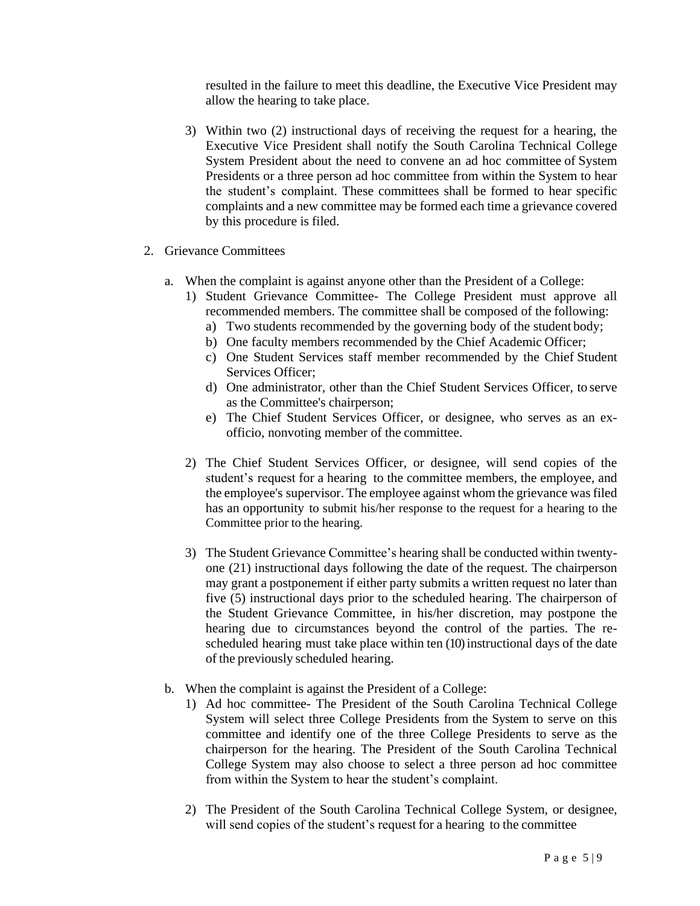resulted in the failure to meet this deadline, the Executive Vice President may allow the hearing to take place.

3) Within two (2) instructional days of receiving the request for a hearing, the Executive Vice President shall notify the South Carolina Technical College System President about the need to convene an ad hoc committee of System Presidents or a three person ad hoc committee from within the System to hear the student's complaint. These committees shall be formed to hear specific complaints and a new committee may be formed each time a grievance covered by this procedure is filed.

2. Grievance Committees

   a. When the complaint is against anyone other than the President of a College:

      1) Student Grievance Committee- The College President must approve all recommended members. The committee shall be composed of the following:
         a) Two students recommended by the governing body of the student body;
         b) One faculty members recommended by the Chief Academic Officer;
         c) One Student Services staff member recommended by the Chief Student Services Officer;
         d) One administrator, other than the Chief Student Services Officer, to serve as the Committee's chairperson;
         e) The Chief Student Services Officer, or designee, who serves as an ex-officio, nonvoting member of the committee.

      2) The Chief Student Services Officer, or designee, will send copies of the student's request for a hearing to the committee members, the employee, and the employee's supervisor. The employee against whom the grievance was filed has an opportunity to submit his/her response to the request for a hearing to the Committee prior to the hearing.

      3) The Student Grievance Committee's hearing shall be conducted within twenty-one (21) instructional days following the date of the request. The chairperson may grant a postponement if either party submits a written request no later than five (5) instructional days prior to the scheduled hearing. The chairperson of the Student Grievance Committee, in his/her discretion, may postpone the hearing due to circumstances beyond the control of the parties. The re-scheduled hearing must take place within ten (10) instructional days of the date of the previously scheduled hearing.

   b. When the complaint is against the President of a College:

      1) Ad hoc committee- The President of the South Carolina Technical College System will select three College Presidents from the System to serve on this committee and identify one of the three College Presidents to serve as the chairperson for the hearing. The President of the South Carolina Technical College System may also choose to select a three person ad hoc committee from within the System to hear the student's complaint.

      2) The President of the South Carolina Technical College System, or designee, will send copies of the student's request for a hearing to the committee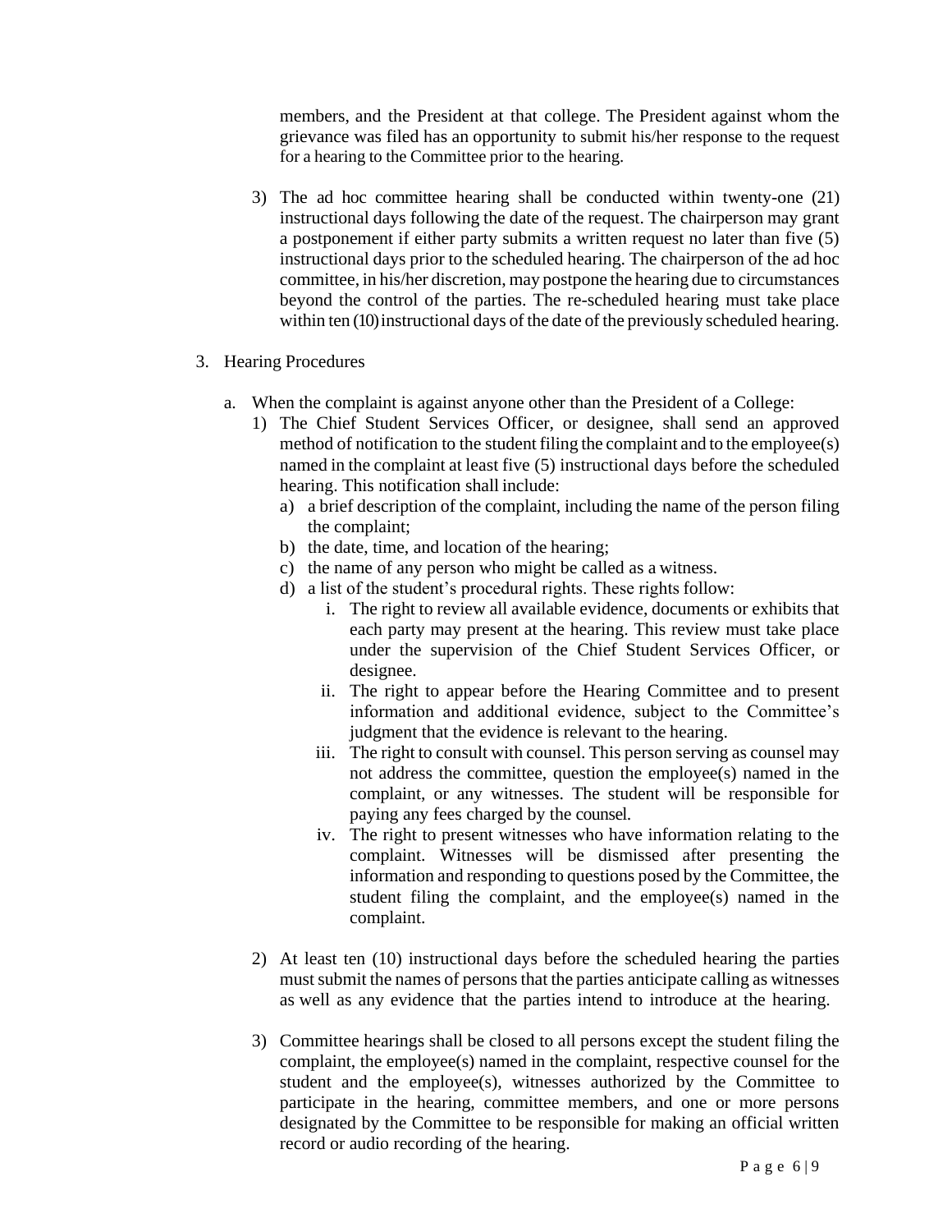members, and the President at that college. The President against whom the grievance was filed has an opportunity to submit his/her response to the request for a hearing to the Committee prior to the hearing.

3) The ad hoc committee hearing shall be conducted within twenty-one (21) instructional days following the date of the request. The chairperson may grant a postponement if either party submits a written request no later than five (5) instructional days prior to the scheduled hearing. The chairperson of the ad hoc committee, in his/her discretion, may postpone the hearing due to circumstances beyond the control of the parties. The re-scheduled hearing must take place within ten (10) instructional days of the date of the previously scheduled hearing.

3. Hearing Procedures

   a. When the complaint is against anyone other than the President of a College:

      1) The Chief Student Services Officer, or designee, shall send an approved method of notification to the student filing the complaint and to the employee(s) named in the complaint at least five (5) instructional days before the scheduled hearing. This notification shall include:

         a) a brief description of the complaint, including the name of the person filing the complaint;
         b) the date, time, and location of the hearing;
         c) the name of any person who might be called as a witness.
         d) a list of the student's procedural rights. These rights follow:

            i. The right to review all available evidence, documents or exhibits that each party may present at the hearing. This review must take place under the supervision of the Chief Student Services Officer, or designee.
            ii. The right to appear before the Hearing Committee and to present information and additional evidence, subject to the Committee's judgment that the evidence is relevant to the hearing.
            iii. The right to consult with counsel. This person serving as counsel may not address the committee, question the employee(s) named in the complaint, or any witnesses. The student will be responsible for paying any fees charged by the counsel.
            iv. The right to present witnesses who have information relating to the complaint. Witnesses will be dismissed after presenting the information and responding to questions posed by the Committee, the student filing the complaint, and the employee(s) named in the complaint.

      2) At least ten (10) instructional days before the scheduled hearing the parties must submit the names of persons that the parties anticipate calling as witnesses as well as any evidence that the parties intend to introduce at the hearing.

      3) Committee hearings shall be closed to all persons except the student filing the complaint, the employee(s) named in the complaint, respective counsel for the student and the employee(s), witnesses authorized by the Committee to participate in the hearing, committee members, and one or more persons designated by the Committee to be responsible for making an official written record or audio recording of the hearing.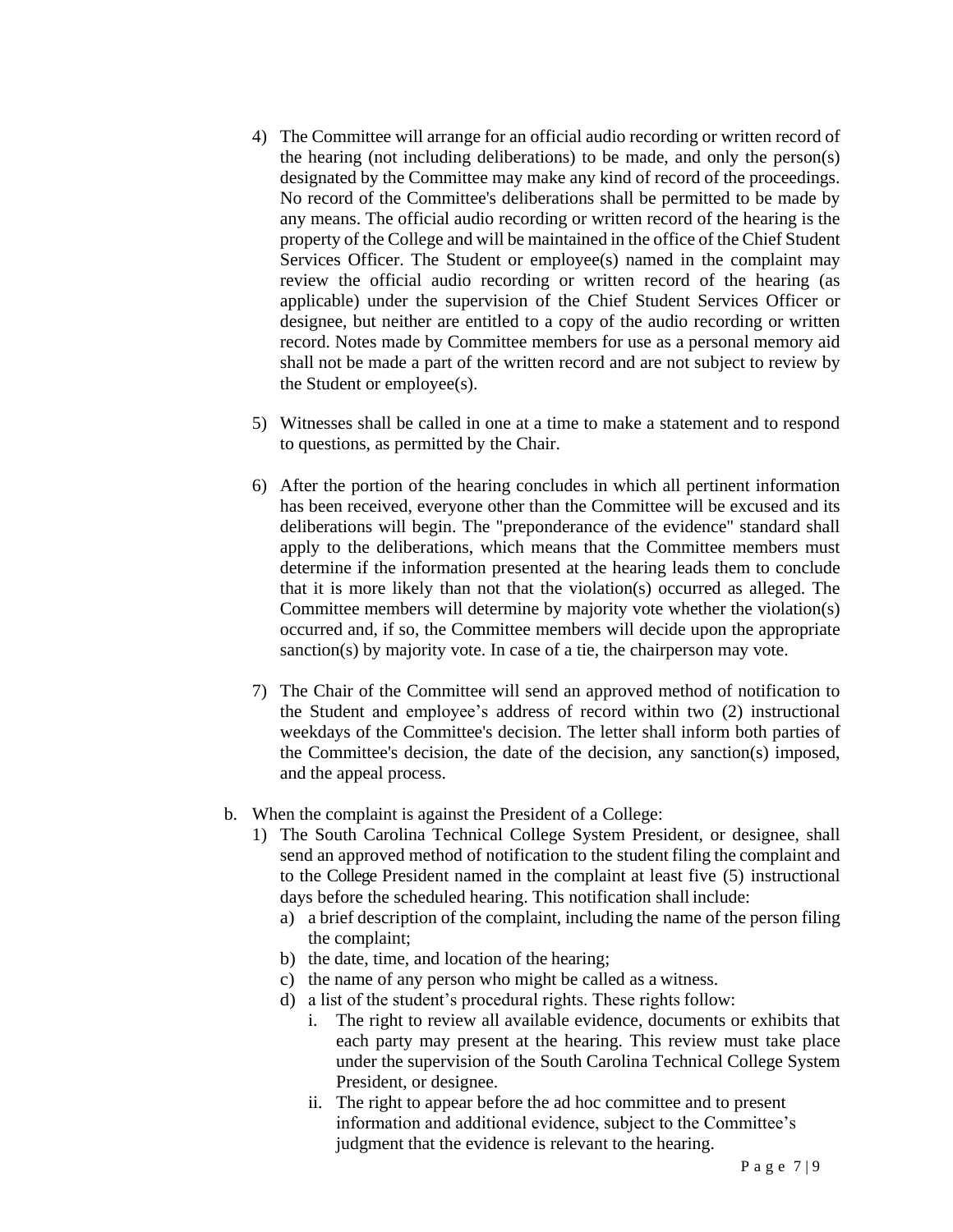4) The Committee will arrange for an official audio recording or written record of the hearing (not including deliberations) to be made, and only the person(s) designated by the Committee may make any kind of record of the proceedings. No record of the Committee's deliberations shall be permitted to be made by any means. The official audio recording or written record of the hearing is the property of the College and will be maintained in the office of the Chief Student Services Officer. The Student or employee(s) named in the complaint may review the official audio recording or written record of the hearing (as applicable) under the supervision of the Chief Student Services Officer or designee, but neither are entitled to a copy of the audio recording or written record. Notes made by Committee members for use as a personal memory aid shall not be made a part of the written record and are not subject to review by the Student or employee(s).

5) Witnesses shall be called in one at a time to make a statement and to respond to questions, as permitted by the Chair.

6) After the portion of the hearing concludes in which all pertinent information has been received, everyone other than the Committee will be excused and its deliberations will begin. The "preponderance of the evidence" standard shall apply to the deliberations, which means that the Committee members must determine if the information presented at the hearing leads them to conclude that it is more likely than not that the violation(s) occurred as alleged. The Committee members will determine by majority vote whether the violation(s) occurred and, if so, the Committee members will decide upon the appropriate sanction(s) by majority vote. In case of a tie, the chairperson may vote.

7) The Chair of the Committee will send an approved method of notification to the Student and employee's address of record within two (2) instructional weekdays of the Committee's decision. The letter shall inform both parties of the Committee's decision, the date of the decision, any sanction(s) imposed, and the appeal process.

b. When the complaint is against the President of a College:
   1) The South Carolina Technical College System President, or designee, shall send an approved method of notification to the student filing the complaint and to the College President named in the complaint at least five (5) instructional days before the scheduled hearing. This notification shall include:
      a) a brief description of the complaint, including the name of the person filing the complaint;
      b) the date, time, and location of the hearing;
      c) the name of any person who might be called as a witness.
      d) a list of the student's procedural rights. These rights follow:
         i. The right to review all available evidence, documents or exhibits that each party may present at the hearing. This review must take place under the supervision of the South Carolina Technical College System President, or designee.
         ii. The right to appear before the ad hoc committee and to present information and additional evidence, subject to the Committee's judgment that the evidence is relevant to the hearing.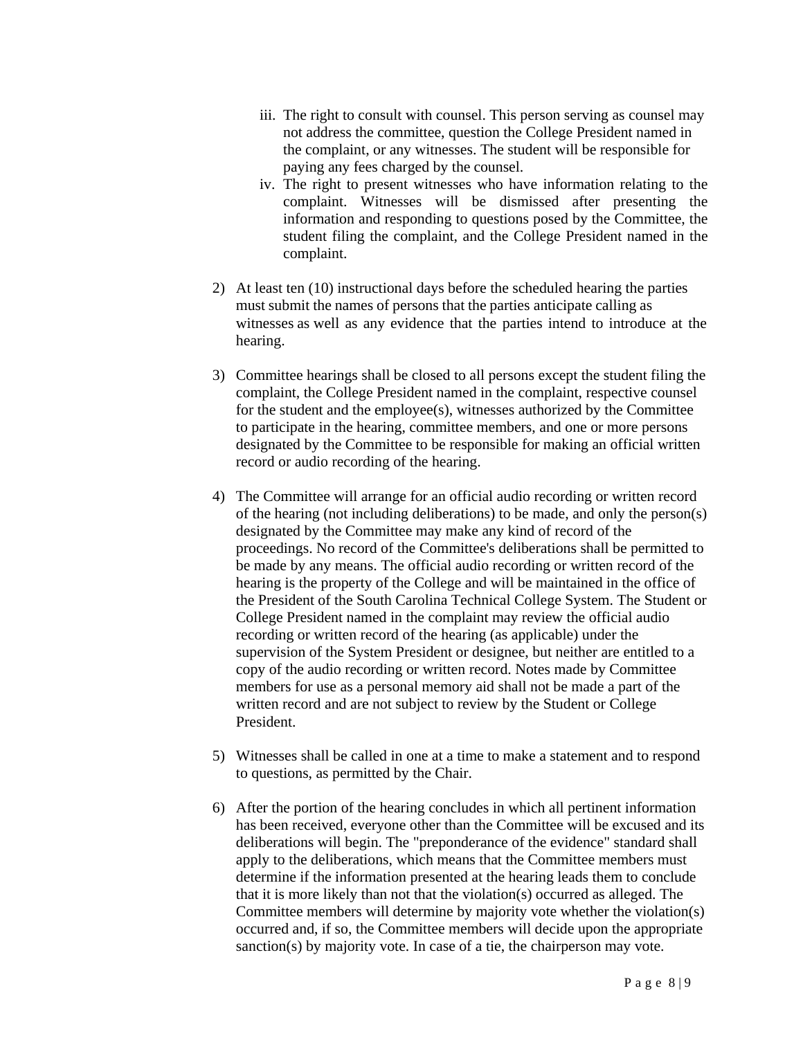iii. The right to consult with counsel. This person serving as counsel may not address the committee, question the College President named in the complaint, or any witnesses. The student will be responsible for paying any fees charged by the counsel.

   iv. The right to present witnesses who have information relating to the complaint. Witnesses will be dismissed after presenting the information and responding to questions posed by the Committee, the student filing the complaint, and the College President named in the complaint.

2) At least ten (10) instructional days before the scheduled hearing the parties must submit the names of persons that the parties anticipate calling as witnesses as well as any evidence that the parties intend to introduce at the hearing.

3) Committee hearings shall be closed to all persons except the student filing the complaint, the College President named in the complaint, respective counsel for the student and the employee(s), witnesses authorized by the Committee to participate in the hearing, committee members, and one or more persons designated by the Committee to be responsible for making an official written record or audio recording of the hearing.

4) The Committee will arrange for an official audio recording or written record of the hearing (not including deliberations) to be made, and only the person(s) designated by the Committee may make any kind of record of the proceedings. No record of the Committee's deliberations shall be permitted to be made by any means. The official audio recording or written record of the hearing is the property of the College and will be maintained in the office of the President of the South Carolina Technical College System. The Student or College President named in the complaint may review the official audio recording or written record of the hearing (as applicable) under the supervision of the System President or designee, but neither are entitled to a copy of the audio recording or written record. Notes made by Committee members for use as a personal memory aid shall not be made a part of the written record and are not subject to review by the Student or College President.

5) Witnesses shall be called in one at a time to make a statement and to respond to questions, as permitted by the Chair.

6) After the portion of the hearing concludes in which all pertinent information has been received, everyone other than the Committee will be excused and its deliberations will begin. The "preponderance of the evidence" standard shall apply to the deliberations, which means that the Committee members must determine if the information presented at the hearing leads them to conclude that it is more likely than not that the violation(s) occurred as alleged. The Committee members will determine by majority vote whether the violation(s) occurred and, if so, the Committee members will decide upon the appropriate sanction(s) by majority vote. In case of a tie, the chairperson may vote.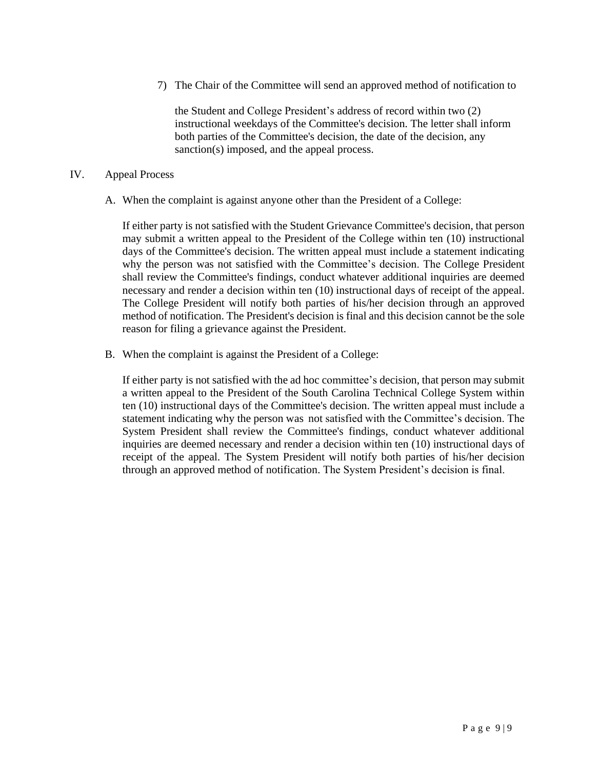7) The Chair of the Committee will send an approved method of notification to

   the Student and College President's address of record within two (2) instructional weekdays of the Committee's decision. The letter shall inform both parties of the Committee's decision, the date of the decision, any sanction(s) imposed, and the appeal process.

IV. Appeal Process

A. When the complaint is against anyone other than the President of a College:

   If either party is not satisfied with the Student Grievance Committee's decision, that person may submit a written appeal to the President of the College within ten (10) instructional days of the Committee's decision. The written appeal must include a statement indicating why the person was not satisfied with the Committee's decision. The College President shall review the Committee's findings, conduct whatever additional inquiries are deemed necessary and render a decision within ten (10) instructional days of receipt of the appeal. The College President will notify both parties of his/her decision through an approved method of notification. The President's decision is final and this decision cannot be the sole reason for filing a grievance against the President.

B. When the complaint is against the President of a College:

   If either party is not satisfied with the ad hoc committee's decision, that person may submit a written appeal to the President of the South Carolina Technical College System within ten (10) instructional days of the Committee's decision. The written appeal must include a statement indicating why the person was not satisfied with the Committee's decision. The System President shall review the Committee's findings, conduct whatever additional inquiries are deemed necessary and render a decision within ten (10) instructional days of receipt of the appeal. The System President will notify both parties of his/her decision through an approved method of notification. The System President's decision is final.